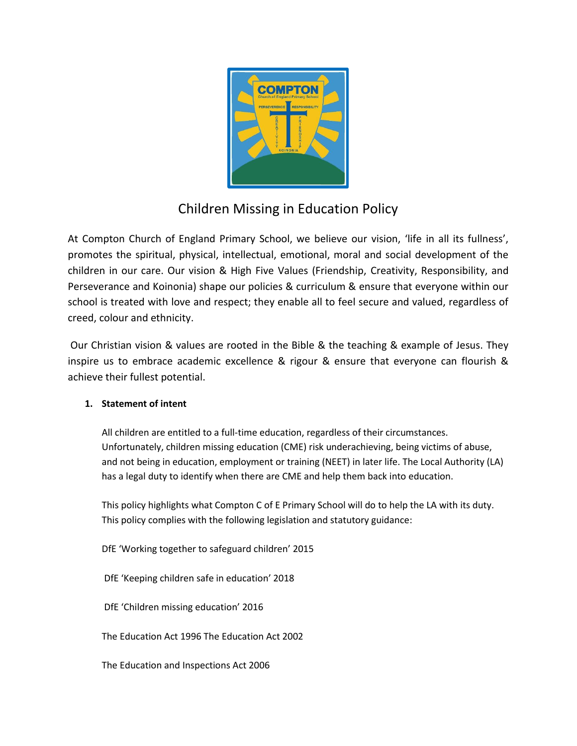# Children Missing in Education Policy

At Compton Church of England Primary School, we believe our vision, 'life in all its fullness', promotes the spiritual, physical, intellectual, emotional, moral and social development of the children in our care. Our vision & High Five Values (Friendship, Creativity, Responsibility, and Perseverance and Koinonia) shape our policies & curriculum & ensure that everyone within our school is treated with love and respect; they enable all to feel secure and valued, regardless of creed, colour and ethnicity.

Our Christian vision & values are rooted in the Bible & the teaching & example of Jesus. They inspire us to embrace academic excellence & rigour & ensure that everyone can flourish & achieve their fullest potential.

## 1. Statement of intent

All children are entitled to a full-time education, regardless of their circumstances. Unfortunately, children missing education (CME) risk underachieving, being victims of abuse, and not being in education, employment or training (NEET) in later life. The Local Authority (LA) has a legal duty to identify when there are CME and help them back into education.

This policy highlights what Compton C of E Primary School will do to help the LA with its duty. This policy complies with the following legislation and statutory guidance:

DfE 'Working together to safeguard children' 2015

DfE 'Keeping children safe in education' 2018

DfE 'Children missing education' 2016

The Education Act 1996 The Education Act 2002

The Education and Inspections Act 2006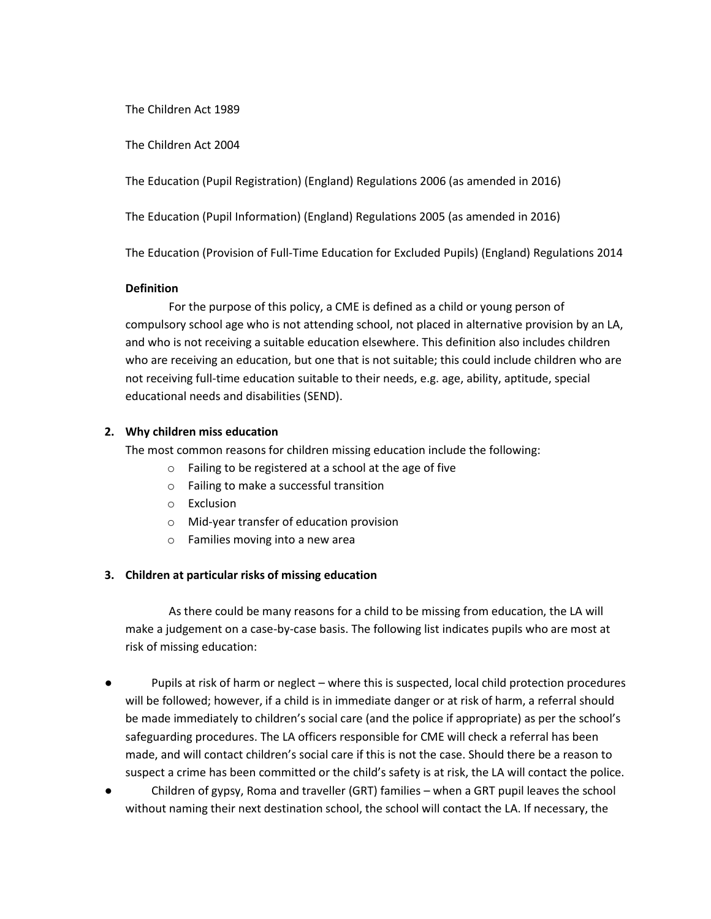The Children Act 1989

The Children Act 2004

The Education (Pupil Registration) (England) Regulations 2006 (as amended in 2016)

The Education (Pupil Information) (England) Regulations 2005 (as amended in 2016)

The Education (Provision of Full-Time Education for Excluded Pupils) (England) Regulations 2014

**Definition**

For the purpose of this policy, a CME is defined as a child or young person of compulsory school age who is not attending school, not placed in alternative provision by an LA, and who is not receiving a suitable education elsewhere. This definition also includes children who are receiving an education, but one that is not suitable; this could include children who are not receiving full-time education suitable to their needs, e.g. age, ability, aptitude, special educational needs and disabilities (SEND).

**2. Why children miss education**

The most common reasons for children missing education include the following:

- Failing to be registered at a school at the age of five
- Failing to make a successful transition
- Exclusion
- Mid-year transfer of education provision
- Families moving into a new area

**3. Children at particular risks of missing education**

As there could be many reasons for a child to be missing from education, the LA will make a judgement on a case-by-case basis. The following list indicates pupils who are most at risk of missing education:

- Pupils at risk of harm or neglect – where this is suspected, local child protection procedures will be followed; however, if a child is in immediate danger or at risk of harm, a referral should be made immediately to children's social care (and the police if appropriate) as per the school's safeguarding procedures. The LA officers responsible for CME will check a referral has been made, and will contact children's social care if this is not the case. Should there be a reason to suspect a crime has been committed or the child's safety is at risk, the LA will contact the police.
- Children of gypsy, Roma and traveller (GRT) families – when a GRT pupil leaves the school without naming their next destination school, the school will contact the LA. If necessary, the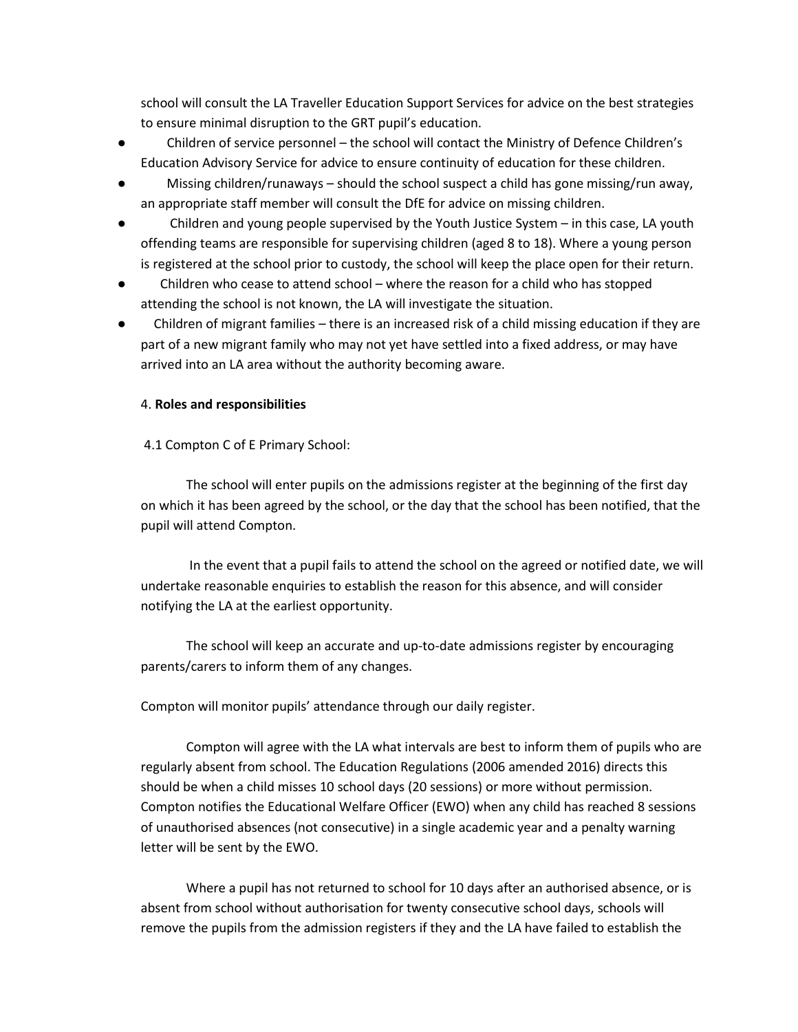school will consult the LA Traveller Education Support Services for advice on the best strategies to ensure minimal disruption to the GRT pupil's education.

- Children of service personnel – the school will contact the Ministry of Defence Children's Education Advisory Service for advice to ensure continuity of education for these children.
- Missing children/runaways – should the school suspect a child has gone missing/run away, an appropriate staff member will consult the DfE for advice on missing children.
- Children and young people supervised by the Youth Justice System – in this case, LA youth offending teams are responsible for supervising children (aged 8 to 18). Where a young person is registered at the school prior to custody, the school will keep the place open for their return.
- Children who cease to attend school – where the reason for a child who has stopped attending the school is not known, the LA will investigate the situation.
- Children of migrant families – there is an increased risk of a child missing education if they are part of a new migrant family who may not yet have settled into a fixed address, or may have arrived into an LA area without the authority becoming aware.

4. **Roles and responsibilities**

4.1 Compton C of E Primary School:

The school will enter pupils on the admissions register at the beginning of the first day on which it has been agreed by the school, or the day that the school has been notified, that the pupil will attend Compton.

In the event that a pupil fails to attend the school on the agreed or notified date, we will undertake reasonable enquiries to establish the reason for this absence, and will consider notifying the LA at the earliest opportunity.

The school will keep an accurate and up-to-date admissions register by encouraging parents/carers to inform them of any changes.

Compton will monitor pupils' attendance through our daily register.

Compton will agree with the LA what intervals are best to inform them of pupils who are regularly absent from school. The Education Regulations (2006 amended 2016) directs this should be when a child misses 10 school days (20 sessions) or more without permission. Compton notifies the Educational Welfare Officer (EWO) when any child has reached 8 sessions of unauthorised absences (not consecutive) in a single academic year and a penalty warning letter will be sent by the EWO.

Where a pupil has not returned to school for 10 days after an authorised absence, or is absent from school without authorisation for twenty consecutive school days, schools will remove the pupils from the admission registers if they and the LA have failed to establish the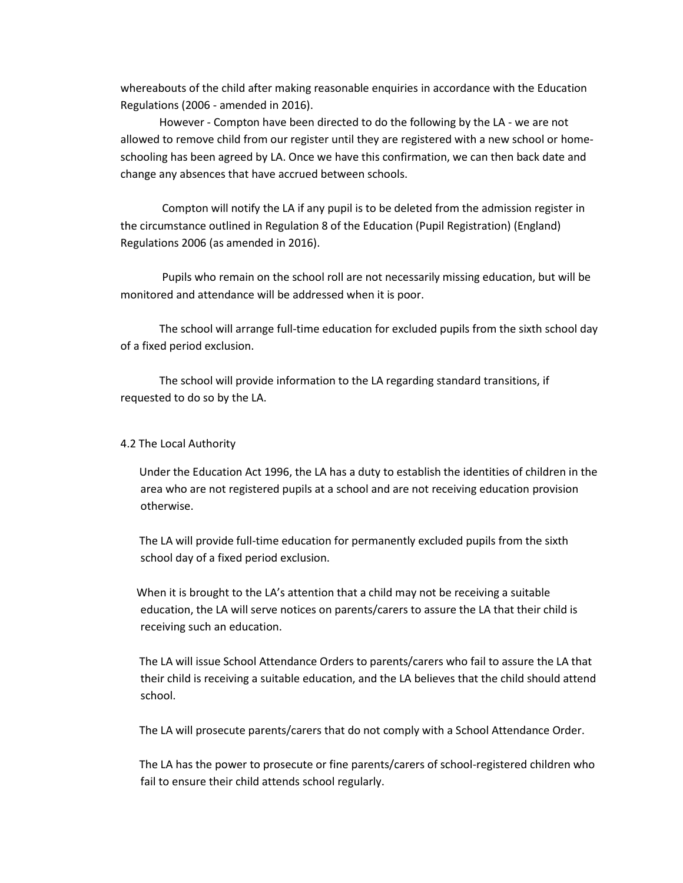whereabouts of the child after making reasonable enquiries in accordance with the Education Regulations (2006 - amended in 2016).

However - Compton have been directed to do the following by the LA - we are not allowed to remove child from our register until they are registered with a new school or home-schooling has been agreed by LA. Once we have this confirmation, we can then back date and change any absences that have accrued between schools.

Compton will notify the LA if any pupil is to be deleted from the admission register in the circumstance outlined in Regulation 8 of the Education (Pupil Registration) (England) Regulations 2006 (as amended in 2016).

Pupils who remain on the school roll are not necessarily missing education, but will be monitored and attendance will be addressed when it is poor.

The school will arrange full-time education for excluded pupils from the sixth school day of a fixed period exclusion.

The school will provide information to the LA regarding standard transitions, if requested to do so by the LA.

4.2 The Local Authority

Under the Education Act 1996, the LA has a duty to establish the identities of children in the area who are not registered pupils at a school and are not receiving education provision otherwise.

The LA will provide full-time education for permanently excluded pupils from the sixth school day of a fixed period exclusion.

When it is brought to the LA's attention that a child may not be receiving a suitable education, the LA will serve notices on parents/carers to assure the LA that their child is receiving such an education.

The LA will issue School Attendance Orders to parents/carers who fail to assure the LA that their child is receiving a suitable education, and the LA believes that the child should attend school.

The LA will prosecute parents/carers that do not comply with a School Attendance Order.

The LA has the power to prosecute or fine parents/carers of school-registered children who fail to ensure their child attends school regularly.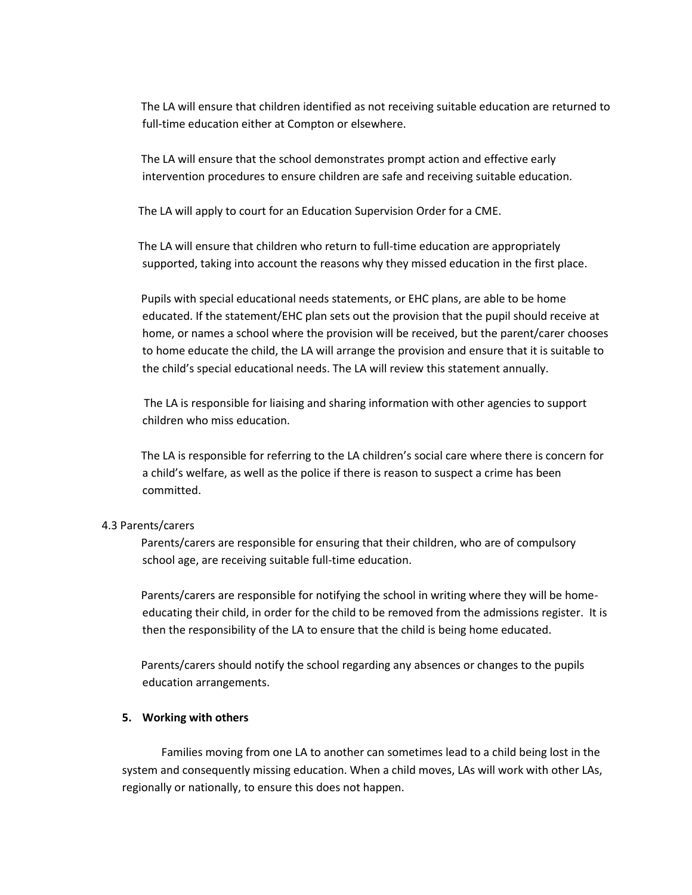The LA will ensure that children identified as not receiving suitable education are returned to full-time education either at Compton or elsewhere.

The LA will ensure that the school demonstrates prompt action and effective early intervention procedures to ensure children are safe and receiving suitable education.

The LA will apply to court for an Education Supervision Order for a CME.

The LA will ensure that children who return to full-time education are appropriately supported, taking into account the reasons why they missed education in the first place.

Pupils with special educational needs statements, or EHC plans, are able to be home educated. If the statement/EHC plan sets out the provision that the pupil should receive at home, or names a school where the provision will be received, but the parent/carer chooses to home educate the child, the LA will arrange the provision and ensure that it is suitable to the child's special educational needs. The LA will review this statement annually.

The LA is responsible for liaising and sharing information with other agencies to support children who miss education.

The LA is responsible for referring to the LA children's social care where there is concern for a child's welfare, as well as the police if there is reason to suspect a crime has been committed.

### 4.3 Parents/carers

Parents/carers are responsible for ensuring that their children, who are of compulsory school age, are receiving suitable full-time education.

Parents/carers are responsible for notifying the school in writing where they will be home-educating their child, in order for the child to be removed from the admissions register. It is then the responsibility of the LA to ensure that the child is being home educated.

Parents/carers should notify the school regarding any absences or changes to the pupils education arrangements.

## 5. Working with others

Families moving from one LA to another can sometimes lead to a child being lost in the system and consequently missing education. When a child moves, LAs will work with other LAs, regionally or nationally, to ensure this does not happen.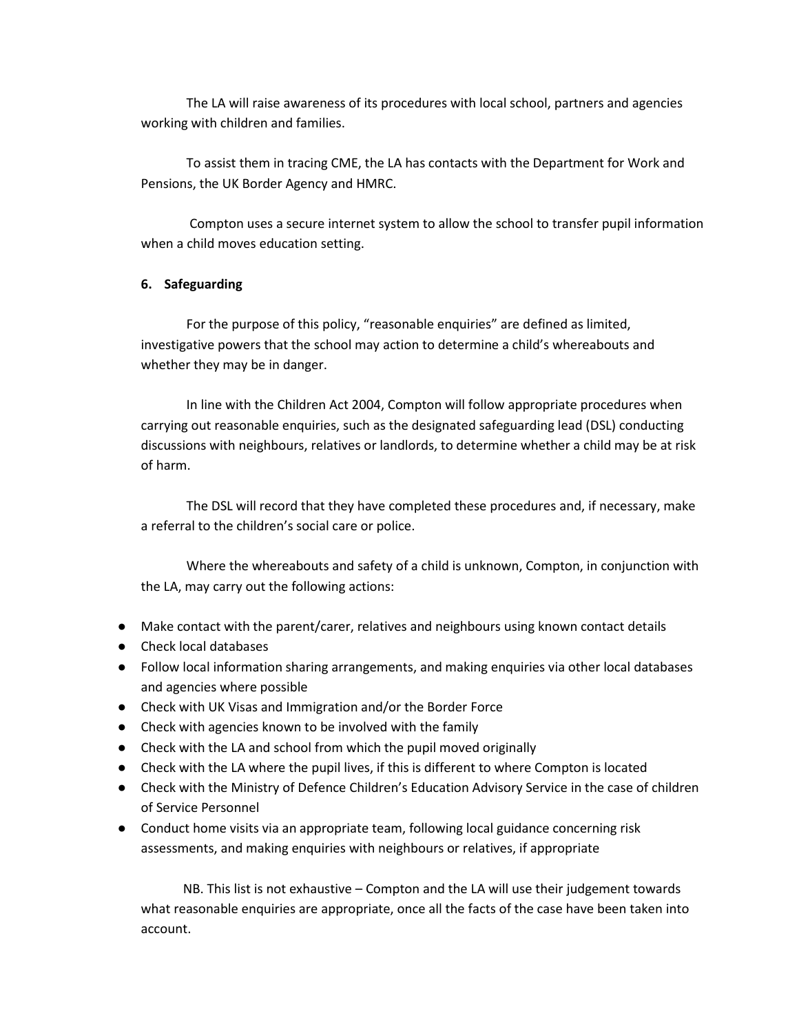The LA will raise awareness of its procedures with local school, partners and agencies working with children and families.

To assist them in tracing CME, the LA has contacts with the Department for Work and Pensions, the UK Border Agency and HMRC.

Compton uses a secure internet system to allow the school to transfer pupil information when a child moves education setting.

## 6. Safeguarding

For the purpose of this policy, “reasonable enquiries” are defined as limited, investigative powers that the school may action to determine a child’s whereabouts and whether they may be in danger.

In line with the Children Act 2004, Compton will follow appropriate procedures when carrying out reasonable enquiries, such as the designated safeguarding lead (DSL) conducting discussions with neighbours, relatives or landlords, to determine whether a child may be at risk of harm.

The DSL will record that they have completed these procedures and, if necessary, make a referral to the children’s social care or police.

Where the whereabouts and safety of a child is unknown, Compton, in conjunction with the LA, may carry out the following actions:

- Make contact with the parent/carer, relatives and neighbours using known contact details
- Check local databases
- Follow local information sharing arrangements, and making enquiries via other local databases and agencies where possible
- Check with UK Visas and Immigration and/or the Border Force
- Check with agencies known to be involved with the family
- Check with the LA and school from which the pupil moved originally
- Check with the LA where the pupil lives, if this is different to where Compton is located
- Check with the Ministry of Defence Children’s Education Advisory Service in the case of children of Service Personnel
- Conduct home visits via an appropriate team, following local guidance concerning risk assessments, and making enquiries with neighbours or relatives, if appropriate

NB. This list is not exhaustive – Compton and the LA will use their judgement towards what reasonable enquiries are appropriate, once all the facts of the case have been taken into account.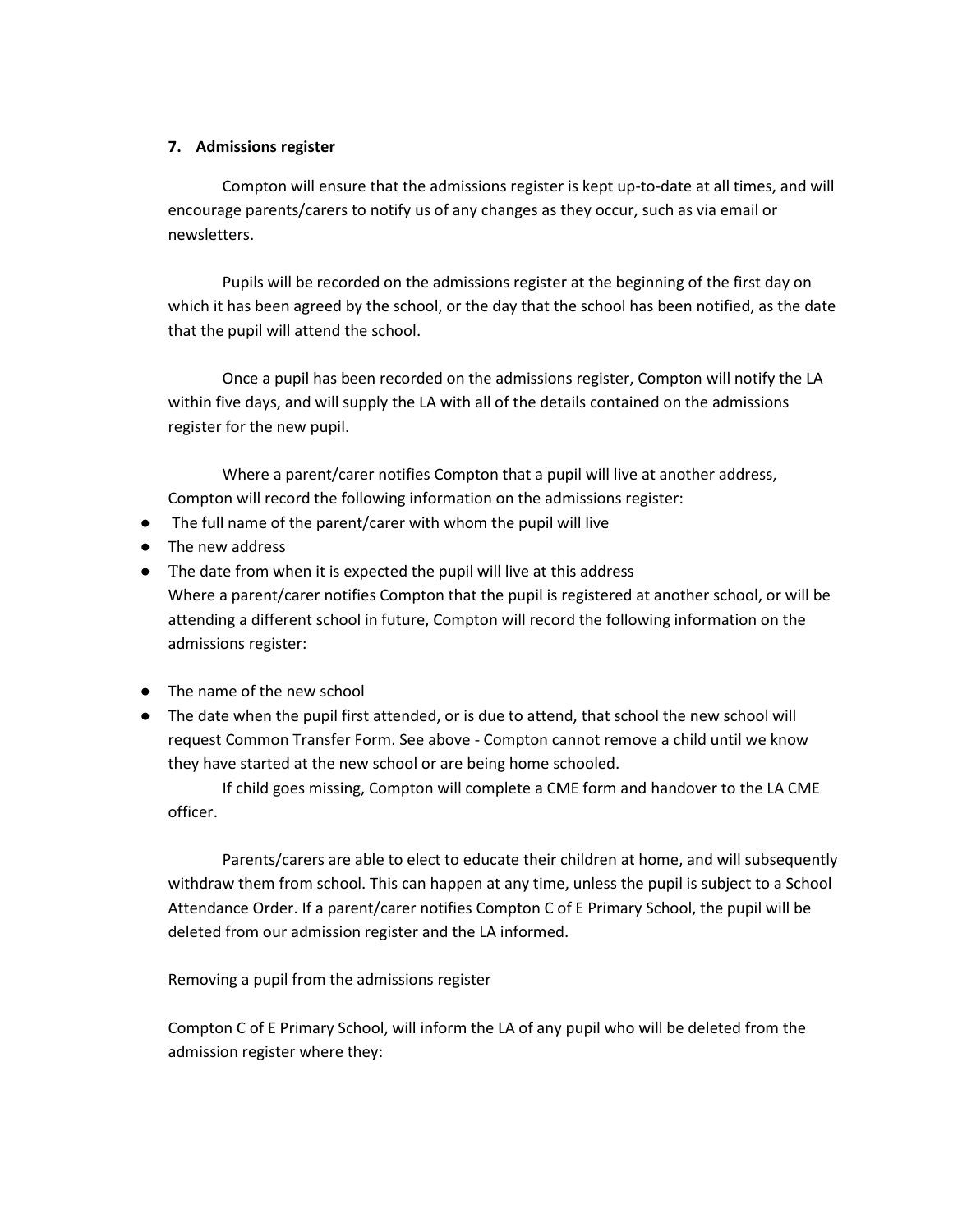### 7. Admissions register

Compton will ensure that the admissions register is kept up-to-date at all times, and will encourage parents/carers to notify us of any changes as they occur, such as via email or newsletters.

Pupils will be recorded on the admissions register at the beginning of the first day on which it has been agreed by the school, or the day that the school has been notified, as the date that the pupil will attend the school.

Once a pupil has been recorded on the admissions register, Compton will notify the LA within five days, and will supply the LA with all of the details contained on the admissions register for the new pupil.

Where a parent/carer notifies Compton that a pupil will live at another address, Compton will record the following information on the admissions register:

- The full name of the parent/carer with whom the pupil will live
- The new address
- The date from when it is expected the pupil will live at this address

Where a parent/carer notifies Compton that the pupil is registered at another school, or will be attending a different school in future, Compton will record the following information on the admissions register:

- The name of the new school
- The date when the pupil first attended, or is due to attend, that school the new school will request Common Transfer Form. See above - Compton cannot remove a child until we know they have started at the new school or are being home schooled.

If child goes missing, Compton will complete a CME form and handover to the LA CME officer.

Parents/carers are able to elect to educate their children at home, and will subsequently withdraw them from school. This can happen at any time, unless the pupil is subject to a School Attendance Order. If a parent/carer notifies Compton C of E Primary School, the pupil will be deleted from our admission register and the LA informed.

Removing a pupil from the admissions register

Compton C of E Primary School, will inform the LA of any pupil who will be deleted from the admission register where they: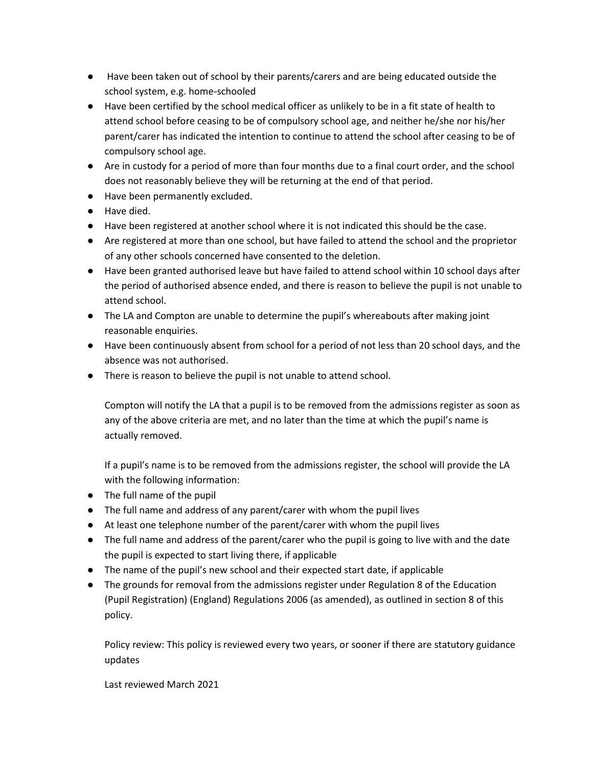- Have been taken out of school by their parents/carers and are being educated outside the school system, e.g. home-schooled
- Have been certified by the school medical officer as unlikely to be in a fit state of health to attend school before ceasing to be of compulsory school age, and neither he/she nor his/her parent/carer has indicated the intention to continue to attend the school after ceasing to be of compulsory school age.
- Are in custody for a period of more than four months due to a final court order, and the school does not reasonably believe they will be returning at the end of that period.
- Have been permanently excluded.
- Have died.
- Have been registered at another school where it is not indicated this should be the case.
- Are registered at more than one school, but have failed to attend the school and the proprietor of any other schools concerned have consented to the deletion.
- Have been granted authorised leave but have failed to attend school within 10 school days after the period of authorised absence ended, and there is reason to believe the pupil is not unable to attend school.
- The LA and Compton are unable to determine the pupil's whereabouts after making joint reasonable enquiries.
- Have been continuously absent from school for a period of not less than 20 school days, and the absence was not authorised.
- There is reason to believe the pupil is not unable to attend school.

Compton will notify the LA that a pupil is to be removed from the admissions register as soon as any of the above criteria are met, and no later than the time at which the pupil's name is actually removed.

If a pupil's name is to be removed from the admissions register, the school will provide the LA with the following information:

- The full name of the pupil
- The full name and address of any parent/carer with whom the pupil lives
- At least one telephone number of the parent/carer with whom the pupil lives
- The full name and address of the parent/carer who the pupil is going to live with and the date the pupil is expected to start living there, if applicable
- The name of the pupil's new school and their expected start date, if applicable
- The grounds for removal from the admissions register under Regulation 8 of the Education (Pupil Registration) (England) Regulations 2006 (as amended), as outlined in section 8 of this policy.

Policy review: This policy is reviewed every two years, or sooner if there are statutory guidance updates

Last reviewed March 2021